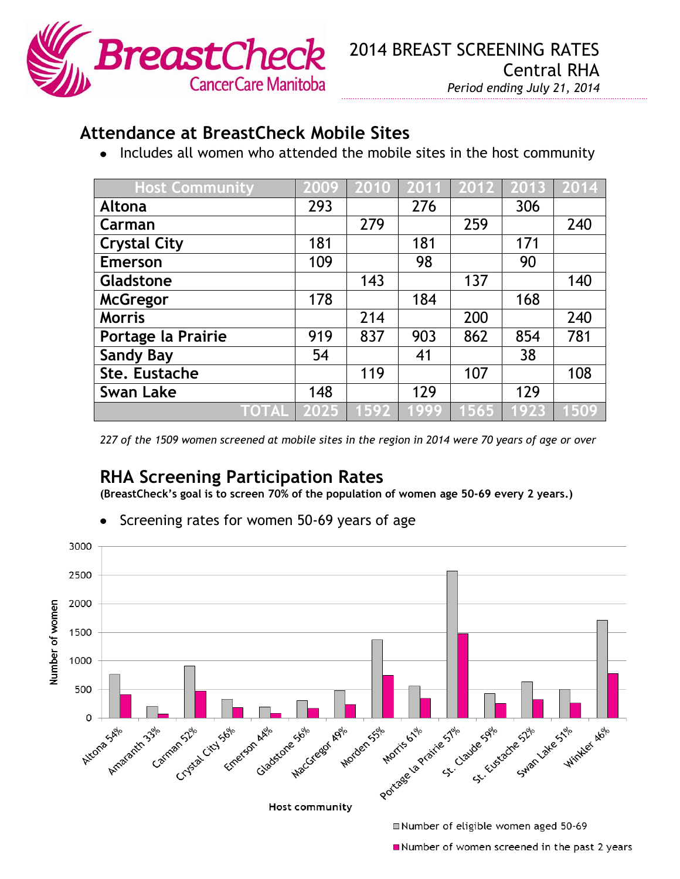# 2014 BREAST SCREENING RATES

Central RHA

*Period ending July 21, 2014*

## Attendance at BreastCheck Mobile Sites

- Includes all women who attended the mobile sites in the host community

| Host Community | 2009 | 2010 | 2011 | 2012 | 2013 | 2014 |
|---|---|---|---|---|---|---|
| Altona | 293 | | 276 | | 306 | |
| Carman | | 279 | | 259 | | 240 |
| Crystal City | 181 | | 181 | | 171 | |
| Emerson | 109 | | 98 | | 90 | |
| Gladstone | | 143 | | 137 | | 140 |
| McGregor | 178 | | 184 | | 168 | |
| Morris | | 214 | | 200 | | 240 |
| Portage la Prairie | 919 | 837 | 903 | 862 | 854 | 781 |
| Sandy Bay | 54 | | 41 | | 38 | |
| Ste. Eustache | | 119 | | 107 | | 108 |
| Swan Lake | 148 | | 129 | | 129 | |
| TOTAL | 2025 | 1592 | 1999 | 1565 | 1923 | 1509 |

*227 of the 1509 women screened at mobile sites in the region in 2014 were 70 years of age or over*

## RHA Screening Participation Rates

**(BreastCheck's goal is to screen 70% of the population of women age 50-69 every 2 years.)**

- Screening rates for women 50-69 years of age

Host community: Altona 54%, Amaranth 33%, Carman 52%, Crystal City 56%, Emerson 44%, Gladstone 56%, MacGregor 49%, Morden 55%, Morris 61%, Portage la Prairie 57%, St. Claude 59%, St. Eustache 52%, Swan Lake 51%, Winkler 46%

Legend: Number of eligible women aged 50-69; Number of women screened in the past 2 years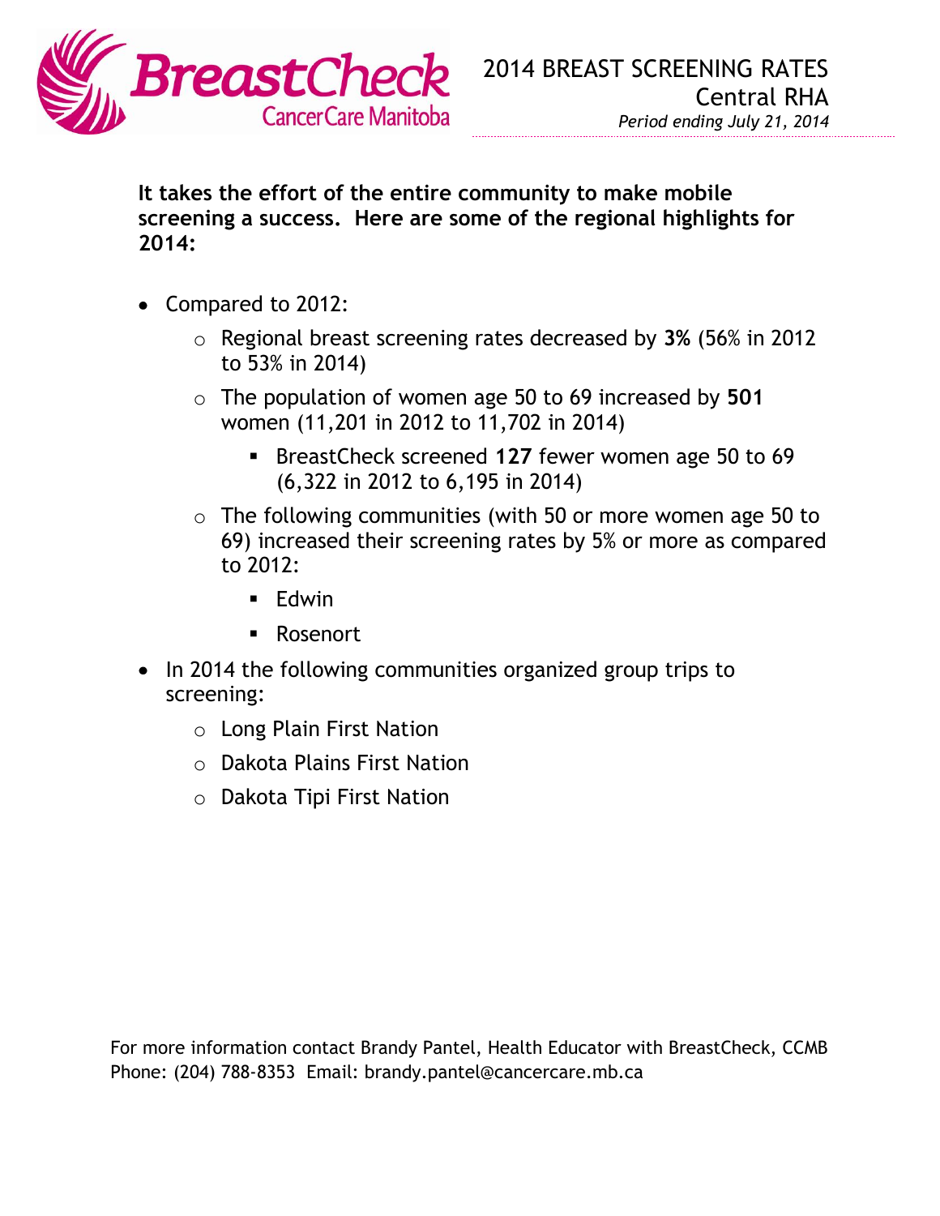BreastCheck
CancerCare Manitoba

# 2014 BREAST SCREENING RATES
## Central RHA
*Period ending July 21, 2014*

**It takes the effort of the entire community to make mobile screening a success. Here are some of the regional highlights for 2014:**

- Compared to 2012:
  - Regional breast screening rates decreased by **3%** (56% in 2012 to 53% in 2014)
  - The population of women age 50 to 69 increased by **501** women (11,201 in 2012 to 11,702 in 2014)
    - BreastCheck screened **127** fewer women age 50 to 69 (6,322 in 2012 to 6,195 in 2014)
  - The following communities (with 50 or more women age 50 to 69) increased their screening rates by 5% or more as compared to 2012:
    - Edwin
    - Rosenort
- In 2014 the following communities organized group trips to screening:
  - Long Plain First Nation
  - Dakota Plains First Nation
  - Dakota Tipi First Nation

For more information contact Brandy Pantel, Health Educator with BreastCheck, CCMB
Phone: (204) 788-8353 Email: brandy.pantel@cancercare.mb.ca